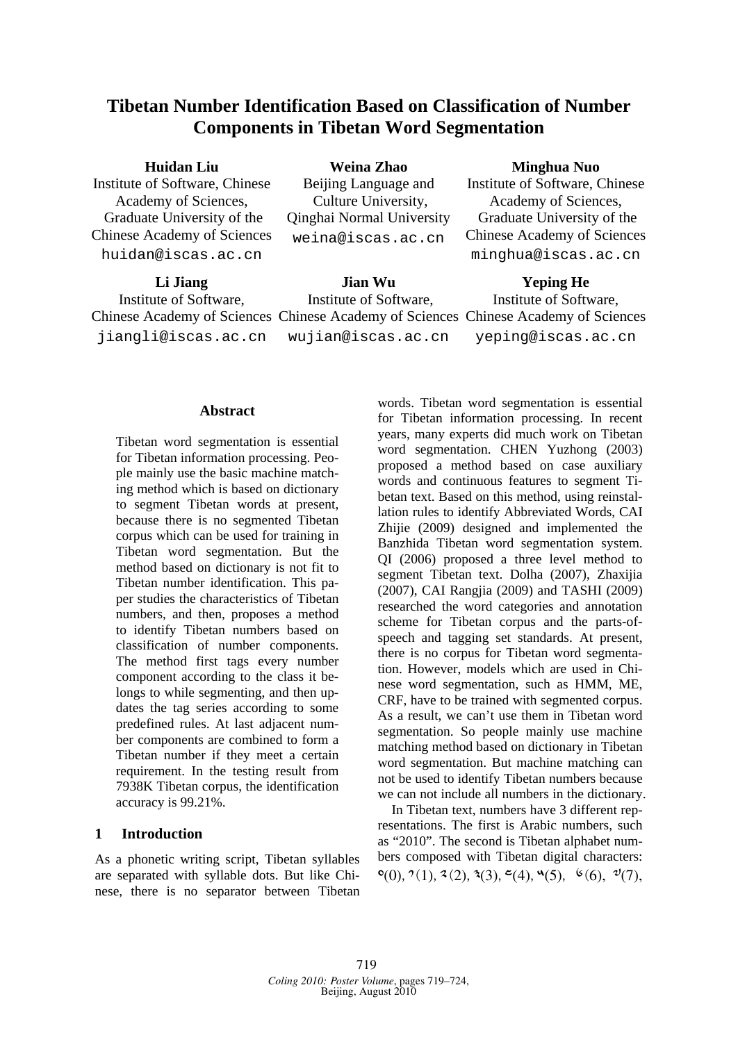# Tibetan Number Identification Based on Classification of Number Components in Tibetan Word Segmentation

**Huidan Liu**
Institute of Software, Chinese Academy of Sciences, Graduate University of the Chinese Academy of Sciences
huidan@iscas.ac.cn

**Weina Zhao**
Beijing Language and Culture University, Qinghai Normal University
weina@iscas.ac.cn

**Minghua Nuo**
Institute of Software, Chinese Academy of Sciences, Graduate University of the Chinese Academy of Sciences
minghua@iscas.ac.cn

**Li Jiang**
Institute of Software, Chinese Academy of Sciences
jiangli@iscas.ac.cn

**Jian Wu**
Institute of Software, Chinese Academy of Sciences
wujian@iscas.ac.cn

**Yeping He**
Institute of Software, Chinese Academy of Sciences
yeping@iscas.ac.cn

## Abstract

Tibetan word segmentation is essential for Tibetan information processing. People mainly use the basic machine matching method which is based on dictionary to segment Tibetan words at present, because there is no segmented Tibetan corpus which can be used for training in Tibetan word segmentation. But the method based on dictionary is not fit to Tibetan number identification. This paper studies the characteristics of Tibetan numbers, and then, proposes a method to identify Tibetan numbers based on classification of number components. The method first tags every number component according to the class it belongs to while segmenting, and then updates the tag series according to some predefined rules. At last adjacent number components are combined to form a Tibetan number if they meet a certain requirement. In the testing result from 7938K Tibetan corpus, the identification accuracy is 99.21%.

## 1 Introduction

As a phonetic writing script, Tibetan syllables are separated with syllable dots. But like Chinese, there is no separator between Tibetan words. Tibetan word segmentation is essential for Tibetan information processing. In recent years, many experts did much work on Tibetan word segmentation. CHEN Yuzhong (2003) proposed a method based on case auxiliary words and continuous features to segment Tibetan text. Based on this method, using reinstallation rules to identify Abbreviated Words, CAI Zhijie (2009) designed and implemented the Banzhida Tibetan word segmentation system. QI (2006) proposed a three level method to segment Tibetan text. Dolha (2007), Zhaxijia (2007), CAI Rangjia (2009) and TASHI (2009) researched the word categories and annotation scheme for Tibetan corpus and the parts-of-speech and tagging set standards. At present, there is no corpus for Tibetan word segmentation. However, models which are used in Chinese word segmentation, such as HMM, ME, CRF, have to be trained with segmented corpus. As a result, we can't use them in Tibetan word segmentation. So people mainly use machine matching method based on dictionary in Tibetan word segmentation. But machine matching can not be used to identify Tibetan numbers because we can not include all numbers in the dictionary.

In Tibetan text, numbers have 3 different representations. The first is Arabic numbers, such as "2010". The second is Tibetan alphabet numbers composed with Tibetan digital characters: ༠(0), ༡(1), ༢(2), ༣(3), ༤(4), ༥(5), ༦(6), ༧(7),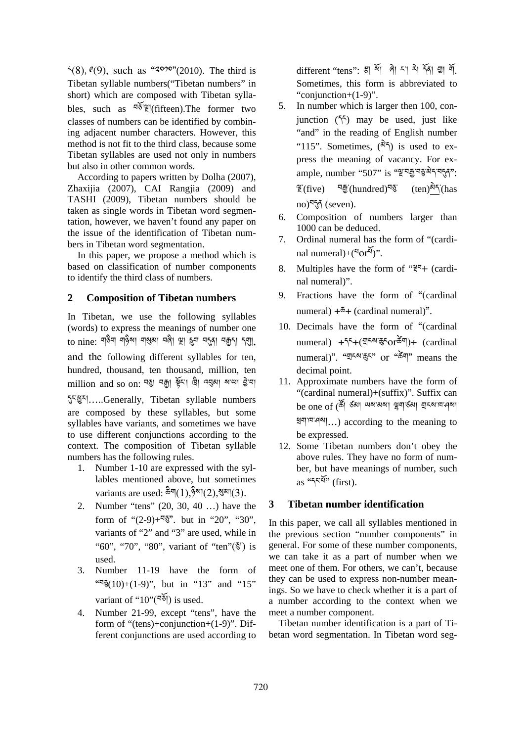༨(8), ༩(9), such as "༢༠༡༠"(2010). The third is Tibetan syllable numbers("Tibetan numbers" in short) which are composed with Tibetan syllables, such as བཅོ་ལྔ།(fifteen).The former two classes of numbers can be identified by combining adjacent number characters. However, this method is not fit to the third class, because some Tibetan syllables are used not only in numbers but also in other common words.

According to papers written by Dolha (2007), Zhaxijia (2007), CAI Rangjia (2009) and TASHI (2009), Tibetan numbers should be taken as single words in Tibetan word segmentation, however, we haven't found any paper on the issue of the identification of Tibetan numbers in Tibetan word segmentation.

In this paper, we propose a method which is based on classification of number components to identify the third class of numbers.

## 2 Composition of Tibetan numbers

In Tibetan, we use the following syllables (words) to express the meanings of number one to nine: གཅིག གཉིས། གསུམ། བཞི། ལྔ། དྲུག བདུན། བརྒྱད། དགུ, and the following different syllables for ten, hundred, thousand, ten thousand, million, ten million and so on: བཅུ། བརྒྱ། སྟོང་། ཁྲི། འབུམ། ས་ཡ། བྱེ་བ། དུང་ཕྱུར།.....Generally, Tibetan syllable numbers are composed by these syllables, but some syllables have variants, and sometimes we have to use different conjunctions according to the context. The composition of Tibetan syllable numbers has the following rules.

1. Number 1-10 are expressed with the syllables mentioned above, but sometimes variants are used: ཅིག(1),ཉིས།(2),སུམ།(3).
2. Number "tens" (20, 30, 40 …) have the form of "(2-9)+བཅུ". but in "20", "30", variants of "2" and "3" are used, while in "60", "70", "80", variant of "ten"(ཅུ།) is used.
3. Number 11-19 have the form of "བཅུ(10)+(1-9)", but in "13" and "15" variant of "10"(བཅོ།) is used.
4. Number 21-99, except "tens", have the form of "(tens)+conjunction+(1-9)". Different conjunctions are used according to different "tens": རྩ། སོ། ཞེ། ང་། རེ། དོན། གྱ། གོ. Sometimes, this form is abbreviated to "conjunction+(1-9)".
5. In number which is larger then 100, conjunction (དང་) may be used, just like "and" in the reading of English number "115". Sometimes, (མེད་) is used to express the meaning of vacancy. For example, number "507" is "ལྔ་བརྒྱ་བཅུ་མེད་བདུན": ལྔ་(five) བརྒྱ་(hundred)བཅུ་ (ten)མེད་(has no)བདུན (seven).
6. Composition of numbers larger than 1000 can be deduced.
7. Ordinal numeral has the form of "(cardinal numeral)+(པ་or་པོ)".
8. Multiples have the form of "ལྡབ+ (cardinal numeral)".
9. Fractions have the form of "(cardinal numeral) +ཆ+ (cardinal numeral)".
10. Decimals have the form of "(cardinal numeral) +དང་+(གྲངས་རྟུང་orཚེག)+ (cardinal numeral)". "གྲངས་རྟུང" or "ཚེག" means the decimal point.
11. Approximate numbers have the form of "(cardinal numeral)+(suffix)". Suffix can be one of (ཙམ། ཙམ། ལས་ལྷག ལྷག་ཙམ། གྲངས་བ་ཤས། ཐུག་པ་ཤས།…) according to the meaning to be expressed.
12. Some Tibetan numbers don't obey the above rules. They have no form of number, but have meanings of number, such as "དང་པོ" (first).

## 3 Tibetan number identification

In this paper, we call all syllables mentioned in the previous section "number components" in general. For some of these number components, we can take it as a part of number when we meet one of them. For others, we can't, because they can be used to express non-number meanings. So we have to check whether it is a part of a number according to the context when we meet a number component.

Tibetan number identification is a part of Tibetan word segmentation. In Tibetan word seg-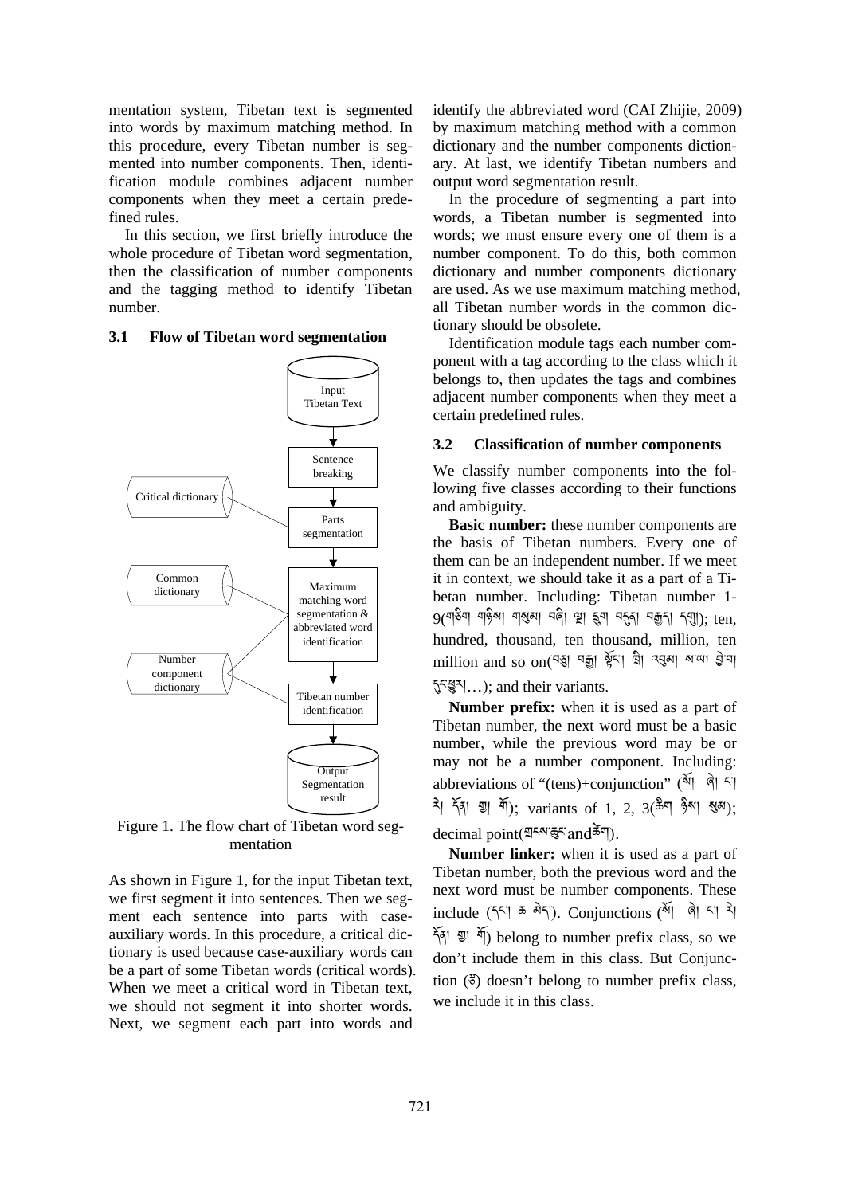mentation system, Tibetan text is segmented into words by maximum matching method. In this procedure, every Tibetan number is segmented into number components. Then, identification module combines adjacent number components when they meet a certain predefined rules.

In this section, we first briefly introduce the whole procedure of Tibetan word segmentation, then the classification of number components and the tagging method to identify Tibetan number.

### 3.1 Flow of Tibetan word segmentation

Figure 1. The flow chart of Tibetan word segmentation

As shown in Figure 1, for the input Tibetan text, we first segment it into sentences. Then we segment each sentence into parts with case-auxiliary words. In this procedure, a critical dictionary is used because case-auxiliary words can be a part of some Tibetan words (critical words). When we meet a critical word in Tibetan text, we should not segment it into shorter words. Next, we segment each part into words and identify the abbreviated word (CAI Zhijie, 2009) by maximum matching method with a common dictionary and the number components dictionary. At last, we identify Tibetan numbers and output word segmentation result.

In the procedure of segmenting a part into words, a Tibetan number is segmented into words; we must ensure every one of them is a number component. To do this, both common dictionary and number components dictionary are used. As we use maximum matching method, all Tibetan number words in the common dictionary should be obsolete.

Identification module tags each number component with a tag according to the class which it belongs to, then updates the tags and combines adjacent number components when they meet a certain predefined rules.

### 3.2 Classification of number components

We classify number components into the following five classes according to their functions and ambiguity.

**Basic number:** these number components are the basis of Tibetan numbers. Every one of them can be an independent number. If we meet it in context, we should take it as a part of a Tibetan number. Including: Tibetan number 1-9(གཅིག། གཉིས། གསུམ། བཞི། ལྔ། དྲུག། བདུན། བརྒྱད། དགུ།); ten, hundred, thousand, ten thousand, million, ten million and so on(བཅུ། བརྒྱ། སྟོང་། ཁྲི། འབུམ། ས་ཡ། བྱེ་བ། དུང་ཕྱུར།…); and their variants.

**Number prefix:** when it is used as a part of Tibetan number, the next word must be a basic number, while the previous word may be or may not be a number component. Including: abbreviations of "(tens)+conjunction" (སོ། ཞེ། ར། རེ། དོན། གྱ། གོ); variants of 1, 2, 3(ཅིག། ཉིས། སུམ); decimal point(གྲངས་ཚུང་andཚེག).

**Number linker:** when it is used as a part of Tibetan number, both the previous word and the next word must be number components. These include (དང། ཆ སྨེད). Conjunctions (སོ། ཞེ། ར། རེ། དོན། གྱ། གོ) belong to number prefix class, so we don't include them in this class. But Conjunction (ཙོ) doesn't belong to number prefix class, we include it in this class.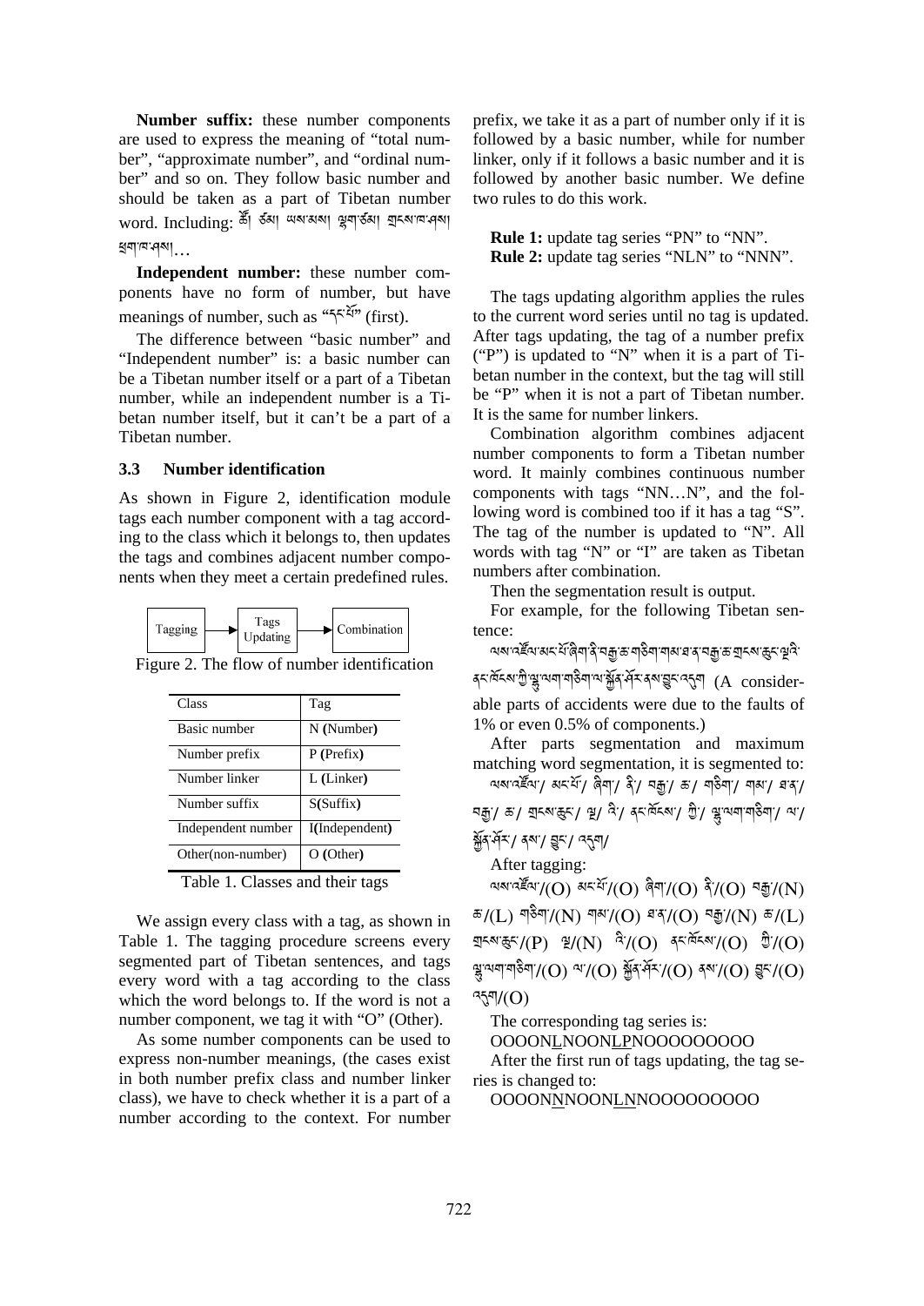**Number suffix:** these number components are used to express the meaning of "total number", "approximate number", and "ordinal number" and so on. They follow basic number and should be taken as a part of Tibetan number word. Including: ཚོ། ཙམ། ལས་མས། ལྷག་ཙམ། གྲངས་ཁ་ཤས། ཐག་ཁ་ཤས།…

**Independent number:** these number components have no form of number, but have meanings of number, such as "དང་པོ" (first).

The difference between "basic number" and "Independent number" is: a basic number can be a Tibetan number itself or a part of a Tibetan number, while an independent number is a Tibetan number itself, but it can't be a part of a Tibetan number.

### 3.3 Number identification

As shown in Figure 2, identification module tags each number component with a tag according to the class which it belongs to, then updates the tags and combines adjacent number components when they meet a certain predefined rules.

Tagging → Tags Updating → Combination

Figure 2. The flow of number identification

| Class | Tag |
|---|---|
| Basic number | N (Number) |
| Number prefix | P (Prefix) |
| Number linker | L (Linker) |
| Number suffix | S(Suffix) |
| Independent number | I(Independent) |
| Other(non-number) | O (Other) |

Table 1. Classes and their tags

We assign every class with a tag, as shown in Table 1. The tagging procedure screens every segmented part of Tibetan sentences, and tags every word with a tag according to the class which the word belongs to. If the word is not a number component, we tag it with "O" (Other).

As some number components can be used to express non-number meanings, (the cases exist in both number prefix class and number linker class), we have to check whether it is a part of a number according to the context. For number prefix, we take it as a part of number only if it is followed by a basic number, while for number linker, only if it follows a basic number and it is followed by another basic number. We define two rules to do this work.

**Rule 1:** update tag series "PN" to "NN".
**Rule 2:** update tag series "NLN" to "NNN".

The tags updating algorithm applies the rules to the current word series until no tag is updated. After tags updating, the tag of a number prefix ("P") is updated to "N" when it is a part of Tibetan number in the context, but the tag will still be "P" when it is not a part of Tibetan number. It is the same for number linkers.

Combination algorithm combines adjacent number components to form a Tibetan number word. It mainly combines continuous number components with tags "NN…N", and the following word is combined too if it has a tag "S". The tag of the number is updated to "N". All words with tag "N" or "I" are taken as Tibetan numbers after combination.

Then the segmentation result is output.

For example, for the following Tibetan sentence:

ལས་འགོད་ཡིག་མང་པོ་ཞིག་ནི་བརྒྱ་ཆ་གཅིག་གམ་ཐ་ན་བརྒྱ་ཆ་གྲངས་ཆུང་ལྔའི་ནང་ཁོངས་ཀྱི་ལྷ་ལག་གཅིག་ལ་སྐྱོན་ཤོར་ནས་བྱུང་འདུག (A considerable parts of accidents were due to the faults of 1% or even 0.5% of components.)

After parts segmentation and maximum matching word segmentation, it is segmented to:

ལས་འགོད་ཡིག/ མང་པོ/ ཞིག/ ནི/ བརྒྱ/ ཆ/ གཅིག/ གམ/ ཐ་ན/ བརྒྱ/ ཆ/ གྲངས་ཆུང/ ལྔ/ འི/ ནང་ཁོངས/ ཀྱི/ ལྷ་ལག་གཅིག/ ལ/ སྐྱོན་ཤོར/ ནས/ བྱུང/ འདུག/

After tagging:

ལས་འགོད་ཡིག/(O) མང་པོ/(O) ཞིག/(O) ནི/(O) བརྒྱ/(N) ཆ/(L) གཅིག/(N) གམ/(O) ཐ་ན/(O) བརྒྱ/(N) ཆ/(L) གྲངས་ཆུང/(P) ལྔ/(N) འི/(O) ནང་ཁོངས/(O) ཀྱི/(O) ལྷ་ལག་གཅིག/(O) ལ/(O) སྐྱོན་ཤོར/(O) ནས/(O) བྱུང/(O) འདུག/(O)

The corresponding tag series is:

OOOONLNOONLPNOOOOOOOOO

After the first run of tags updating, the tag series is changed to:

OOOONNNOONLNNOOOOOOOOO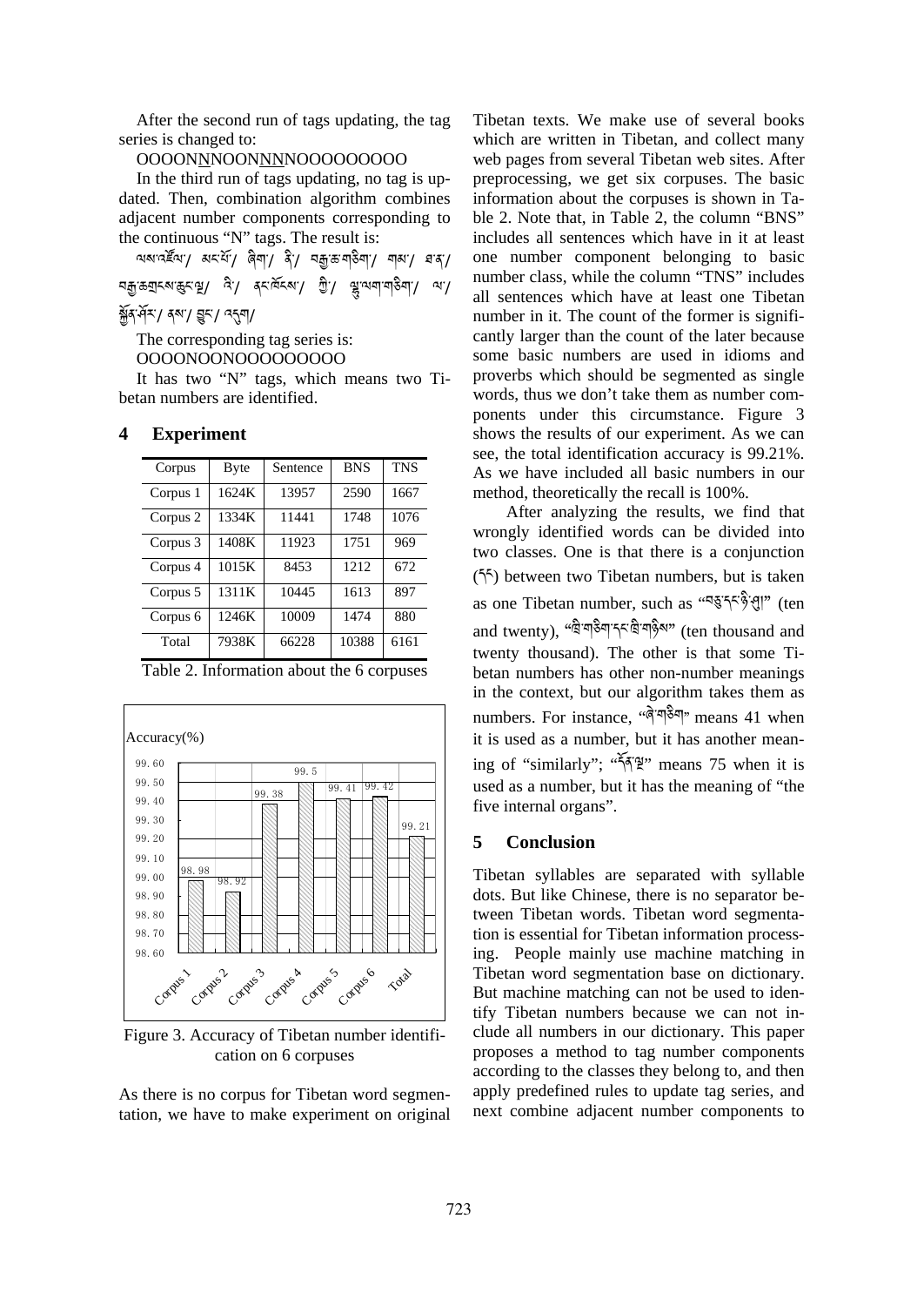After the second run of tags updating, the tag series is changed to:

OOOONNNOONNNNNOOOOOOOOO

In the third run of tags updating, no tag is updated. Then, combination algorithm combines adjacent number components corresponding to the continuous "N" tags. The result is:

ལས་འཇོག་/ མང་པོ་/ ཞིག་/ ནི་/ བརྒྱ་ཆ་གཅིག་/ གསུམ་/ ཐ་ན་/ བརྒྱ་ཆ་གྲངས་ཚང་ལྔ་/ འི་/ ནང་ཁོངས་/ ཀྱི་/ ལྔ་ལག་གཅིག་/ ལ་/ སྐྱོན་ཤོར་/ ནས་/ བྱུང་/ འདུག་/

The corresponding tag series is:

OOOONOONOOOOOOOOO

It has two "N" tags, which means two Tibetan numbers are identified.

## 4 Experiment

| Corpus | Byte | Sentence | BNS | TNS |
|---|---|---|---|---|
| Corpus 1 | 1624K | 13957 | 2590 | 1667 |
| Corpus 2 | 1334K | 11441 | 1748 | 1076 |
| Corpus 3 | 1408K | 11923 | 1751 | 969 |
| Corpus 4 | 1015K | 8453 | 1212 | 672 |
| Corpus 5 | 1311K | 10445 | 1613 | 897 |
| Corpus 6 | 1246K | 10009 | 1474 | 880 |
| Total | 7938K | 66228 | 10388 | 6161 |

Table 2. Information about the 6 corpuses

Figure 3. Accuracy of Tibetan number identification on 6 corpuses

As there is no corpus for Tibetan word segmentation, we have to make experiment on original Tibetan texts. We make use of several books which are written in Tibetan, and collect many web pages from several Tibetan web sites. After preprocessing, we get six corpuses. The basic information about the corpuses is shown in Table 2. Note that, in Table 2, the column "BNS" includes all sentences which have in it at least one number component belonging to basic number class, while the column "TNS" includes all sentences which have at least one Tibetan number in it. The count of the former is significantly larger than the count of the later because some basic numbers are used in idioms and proverbs which should be segmented as single words, thus we don't take them as number components under this circumstance. Figure 3 shows the results of our experiment. As we can see, the total identification accuracy is 99.21%. As we have included all basic numbers in our method, theoretically the recall is 100%.

After analyzing the results, we find that wrongly identified words can be divided into two classes. One is that there is a conjunction (དང) between two Tibetan numbers, but is taken as one Tibetan number, such as "བཅུ་དང་ཉི་ཤུ།" (ten and twenty), "ཁྲི་གཅིག་དང་ཁྲི་གཉིས" (ten thousand and twenty thousand). The other is that some Tibetan numbers has other non-number meanings in the context, but our algorithm takes them as numbers. For instance, "ཞེ་གཅིག" means 41 when it is used as a number, but it has another meaning of "similarly"; "དོན་ལྔ" means 75 when it is used as a number, but it has the meaning of "the five internal organs".

## 5 Conclusion

Tibetan syllables are separated with syllable dots. But like Chinese, there is no separator between Tibetan words. Tibetan word segmentation is essential for Tibetan information processing. People mainly use machine matching in Tibetan word segmentation base on dictionary. But machine matching can not be used to identify Tibetan numbers because we can not include all numbers in our dictionary. This paper proposes a method to tag number components according to the classes they belong to, and then apply predefined rules to update tag series, and next combine adjacent number components to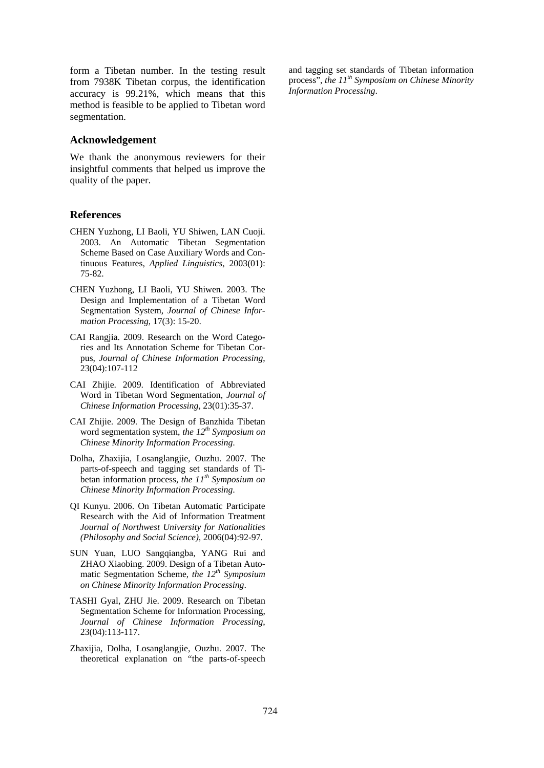form a Tibetan number. In the testing result from 7938K Tibetan corpus, the identification accuracy is 99.21%, which means that this method is feasible to be applied to Tibetan word segmentation.

## Acknowledgement

We thank the anonymous reviewers for their insightful comments that helped us improve the quality of the paper.

## References

CHEN Yuzhong, LI Baoli, YU Shiwen, LAN Cuoji. 2003. An Automatic Tibetan Segmentation Scheme Based on Case Auxiliary Words and Continuous Features, *Applied Linguistics*, 2003(01): 75-82.

CHEN Yuzhong, LI Baoli, YU Shiwen. 2003. The Design and Implementation of a Tibetan Word Segmentation System, *Journal of Chinese Information Processing*, 17(3): 15-20.

CAI Rangjia. 2009. Research on the Word Categories and Its Annotation Scheme for Tibetan Corpus, *Journal of Chinese Information Processing*, 23(04):107-112

CAI Zhijie. 2009. Identification of Abbreviated Word in Tibetan Word Segmentation, *Journal of Chinese Information Processing*, 23(01):35-37.

CAI Zhijie. 2009. The Design of Banzhida Tibetan word segmentation system, *the 12th Symposium on Chinese Minority Information Processing*.

Dolha, Zhaxijia, Losanglangjie, Ouzhu. 2007. The parts-of-speech and tagging set standards of Tibetan information process, *the 11th Symposium on Chinese Minority Information Processing*.

QI Kunyu. 2006. On Tibetan Automatic Participate Research with the Aid of Information Treatment *Journal of Northwest University for Nationalities (Philosophy and Social Science)*, 2006(04):92-97.

SUN Yuan, LUO Sangqiangba, YANG Rui and ZHAO Xiaobing. 2009. Design of a Tibetan Automatic Segmentation Scheme, *the 12th Symposium on Chinese Minority Information Processing*.

TASHI Gyal, ZHU Jie. 2009. Research on Tibetan Segmentation Scheme for Information Processing, *Journal of Chinese Information Processing*, 23(04):113-117.

Zhaxijia, Dolha, Losanglangjie, Ouzhu. 2007. The theoretical explanation on "the parts-of-speech and tagging set standards of Tibetan information process", *the 11th Symposium on Chinese Minority Information Processing*.